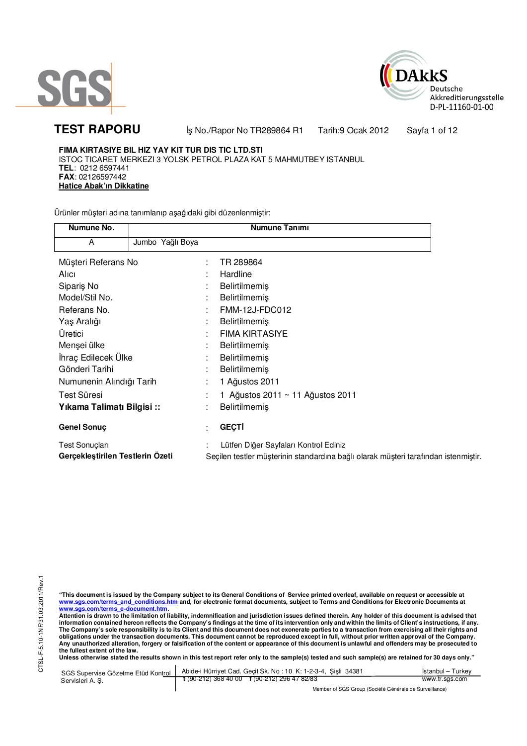SGS

DAkkS
Deutsche
Akkreditierungsstelle
D-PL-11160-01-00

# TEST RAPORU

İş No./Rapor No TR289864 R1    Tarih:9 Ocak 2012    Sayfa 1 of 12

**FIMA KIRTASIYE BIL HIZ YAY KIT TUR DIS TIC LTD.STI**
ISTOC TICARET MERKEZI 3 YOLSK PETROL PLAZA KAT 5 MAHMUTBEY ISTANBUL
**TEL**: 0212 6597441
**FAX**: 02126597442
**Hatice Abak'ın Dikkatine**

Ürünler müşteri adına tanımlanıp aşağıdaki gibi düzenlenmiştir:

| Numune No. | Numune Tanımı |
|---|---|
| A | Jumbo Yağlı Boya |

| | | |
|---|---|---|
| Müşteri Referans No | : | TR 289864 |
| Alıcı | : | Hardline |
| Sipariş No | : | Belirtilmemiş |
| Model/Stil No. | : | Belirtilmemiş |
| Referans No. | : | FMM-12J-FDC012 |
| Yaş Aralığı | : | Belirtilmemiş |
| Üretici | : | FIMA KIRTASIYE |
| Menşei ülke | : | Belirtilmemiş |
| İhraç Edilecek Ülke | : | Belirtilmemiş |
| Gönderi Tarihi | : | Belirtilmemiş |
| Numunenin Alındığı Tarih | : | 1 Ağustos 2011 |
| Test Süresi | : | 1 Ağustos 2011 ~ 11 Ağustos 2011 |
| **Yıkama Talimatı Bilgisi ::** | : | Belirtilmemiş |
| **Genel Sonuç** | : | **GEÇTİ** |
| Test Sonuçları | : | Lütfen Diğer Sayfaları Kontrol Ediniz |
| **Gerçekleştirilen Testlerin Özeti** | | Seçilen testler müşterinin standardına bağlı olarak müşteri tarafından istenmiştir. |

**"This document is issued by the Company subject to its General Conditions of Service printed overleaf, available on request or accessible at www.sgs.com/terms_and_conditions.htm and, for electronic format documents, subject to Terms and Conditions for Electronic Documents at www.sgs.com/terms_e-document.htm.**
**Attention is drawn to the limitation of liability, indemnification and jurisdiction issues defined therein. Any holder of this document is advised that information contained hereon reflects the Company's findings at the time of its intervention only and within the limits of Client's instructions, if any. The Company's sole responsibility is to its Client and this document does not exonerate parties to a transaction from exercising all their rights and obligations under the transaction documents. This document cannot be reproduced except in full, without prior written approval of the Company. Any unauthorized alteration, forgery or falsification of the content or appearance of this document is unlawful and offenders may be prosecuted to the fullest extent of the law.**
**Unless otherwise stated the results shown in this test report refer only to the sample(s) tested and such sample(s) are retained for 30 days only."**

CTSL-F-5.10-1NF/31.03.2011/Rev.1

SGS Supervise Gözetme Etüd Kontrol Servisleri A. Ş. | Abide-i Hürriyet Cad. Geçit Sk. No : 10 K: 1-2-3-4, Şişli 34381 | İstanbul – Turkey
t (90-212) 368 40 00  f (90-212) 296 47 82/83 | www.tr.sgs.com

Member of SGS Group (Société Générale de Surveillance)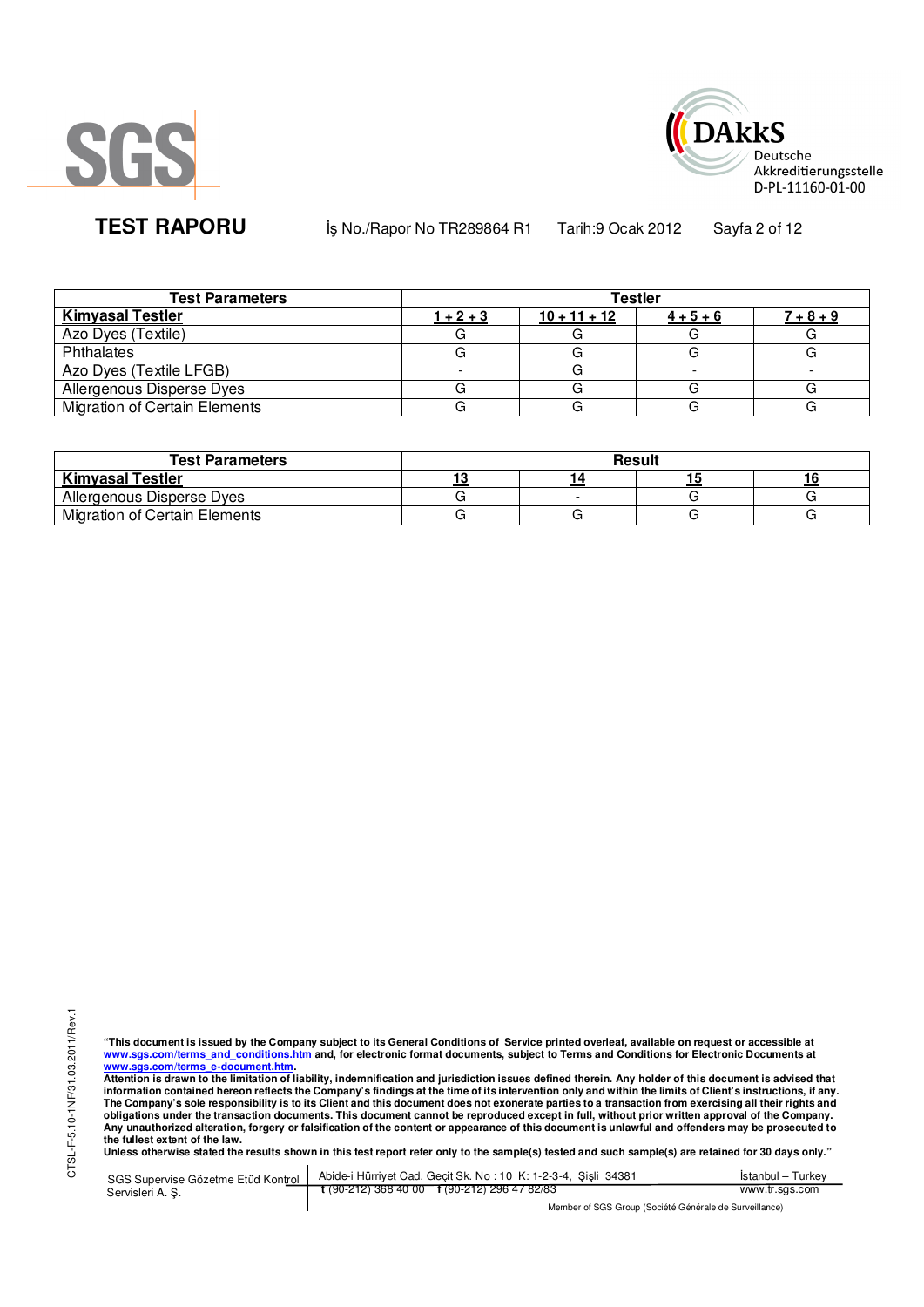**TEST RAPORU** İş No./Rapor No TR289864 R1 Tarih:9 Ocak 2012

| Test Parameters | Testler | | | |
|---|---|---|---|---|
| **Kimyasal Testler** | **1 + 2 + 3** | **10 + 11 + 12** | **4 + 5 + 6** | **7 + 8 + 9** |
| Azo Dyes (Textile) | G | G | G | G |
| Phthalates | G | G | G | G |
| Azo Dyes (Textile LFGB) | - | G | - | - |
| Allergenous Disperse Dyes | G | G | G | G |
| Migration of Certain Elements | G | G | G | G |

| Test Parameters | Result | | | |
|---|---|---|---|---|
| **Kimyasal Testler** | **13** | **14** | **15** | **16** |
| Allergenous Disperse Dyes | G | - | G | G |
| Migration of Certain Elements | G | G | G | G |

CTSL-F-5.10-1NF/31.03.2011/Rev.1

**"This document is issued by the Company subject to its General Conditions of Service printed overleaf, available on request or accessible at www.sgs.com/terms_and_conditions.htm and, for electronic format documents, subject to Terms and Conditions for Electronic Documents at www.sgs.com/terms_e-document.htm.**
**Attention is drawn to the limitation of liability, indemnification and jurisdiction issues defined therein. Any holder of this document is advised that information contained hereon reflects the Company's findings at the time of its intervention only and within the limits of Client's instructions, if any. The Company's sole responsibility is to its Client and this document does not exonerate parties to a transaction from exercising all their rights and obligations under the transaction documents. This document cannot be reproduced except in full, without prior written approval of the Company. Any unauthorized alteration, forgery or falsification of the content or appearance of this document is unlawful and offenders may be prosecuted to the fullest extent of the law.**
**Unless otherwise stated the results shown in this test report refer only to the sample(s) tested and such sample(s) are retained for 30 days only."**

SGS Supervise Gözetme Etüd Kontrol Servisleri A. Ş. | Abide-i Hürriyet Cad. Geçit Sk. No : 10 K: 1-2-3-4, Şişli 34381 | İstanbul – Turkey
t (90-212) 368 40 00 f (90-212) 296 47 82/83 | www.tr.sgs.com

Member of SGS Group (Société Générale de Surveillance)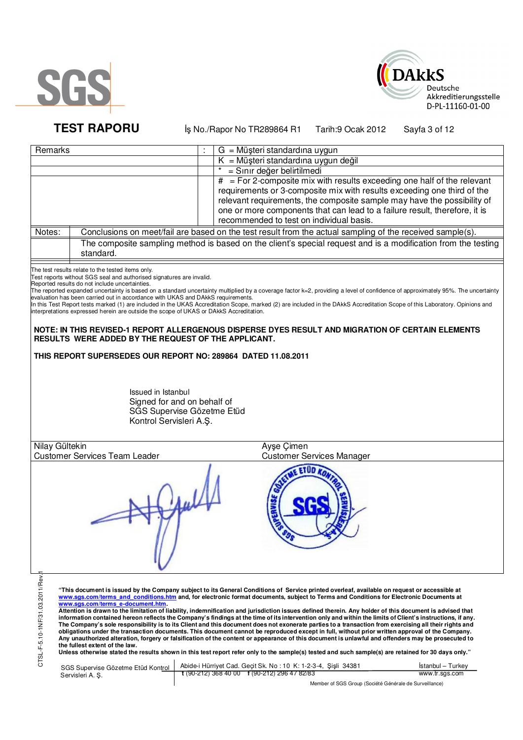**TEST RAPORU** İş No./Rapor No TR289864 R1 Tarih:9 Ocak 2012

| Remarks | : | G = Müşteri standardına uygun |
|---|---|---|
| | | K = Müşteri standardına uygun değil |
| | | * = Sınır değer belirtilmedi |
| | | # = For 2-composite mix with results exceeding one half of the relevant requirements or 3-composite mix with results exceeding one third of the relevant requirements, the composite sample may have the possibility of one or more components that can lead to a failure result, therefore, it is recommended to test on individual basis. |

| Notes: | Conclusions on meet/fail are based on the test result from the actual sampling of the received sample(s). |
|---|---|
| | The composite sampling method is based on the client's special request and is a modification from the testing standard. |

The test results relate to the tested items only.
Test reports without SGS seal and authorised signatures are invalid.
Reported results do not include uncertainties.
The reported expanded uncertainty is based on a standard uncertainty multiplied by a coverage factor k=2, providing a level of confidence of approximately 95%. The uncertainty evaluation has been carried out in accordance with UKAS and DAkkS requirements.
In this Test Report tests marked (1) are included in the UKAS Accreditation Scope, marked (2) are included in the DAkkS Accreditation Scope of this Laboratory. Opinions and interpretations expressed herein are outside the scope of UKAS or DAkkS Accreditation.

**NOTE: IN THIS REVISED-1 REPORT ALLERGENOUS DISPERSE DYES RESULT AND MIGRATION OF CERTAIN ELEMENTS RESULTS WERE ADDED BY THE REQUEST OF THE APPLICANT.**

**THIS REPORT SUPERSEDES OUR REPORT NO: 289864 DATED 11.08.2011**

Issued in Istanbul
Signed for and on behalf of
SGS Supervise Gözetme Etüd
Kontrol Servisleri A.Ş.

| Nilay Gültekin | Ayşe Çimen |
|---|---|
| Customer Services Team Leader | Customer Services Manager |

**"This document is issued by the Company subject to its General Conditions of Service printed overleaf, available on request or accessible at www.sgs.com/terms_and_conditions.htm and, for electronic format documents, subject to Terms and Conditions for Electronic Documents at www.sgs.com/terms_e-document.htm.**
**Attention is drawn to the limitation of liability, indemnification and jurisdiction issues defined therein. Any holder of this document is advised that information contained hereon reflects the Company's findings at the time of its intervention only and within the limits of Client's instructions, if any. The Company's sole responsibility is to its Client and this document does not exonerate parties to a transaction from exercising all their rights and obligations under the transaction documents. This document cannot be reproduced except in full, without prior written approval of the Company. Any unauthorized alteration, forgery or falsification of the content or appearance of this document is unlawful and offenders may be prosecuted to the fullest extent of the law.**
**Unless otherwise stated the results shown in this test report refer only to the sample(s) tested and such sample(s) are retained for 30 days only."**

SGS Supervise Gözetme Etüd Kontrol Servisleri A. Ş. | Abide-i Hürriyet Cad. Geçit Sk. No : 10 K: 1-2-3-4, Şişli 34381 t (90-212) 368 40 00 f (90-212) 296 47 82/83 | İstanbul – Turkey www.tr.sgs.com

Member of SGS Group (Société Générale de Surveillance)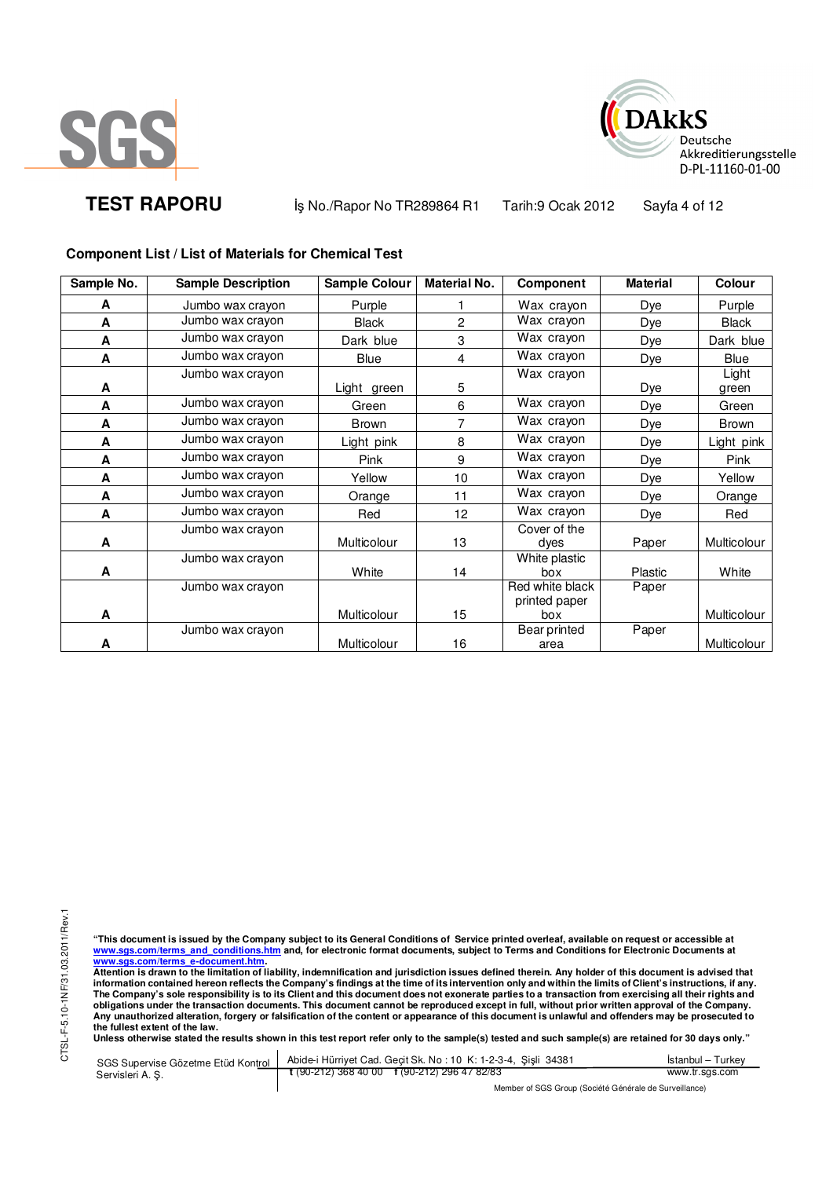**TEST RAPORU** İş No./Rapor No TR289864 R1 Tarih:9 Ocak 2012

**Component List / List of Materials for Chemical Test**

| Sample No. | Sample Description | Sample Colour | Material No. | Component | Material | Colour |
|---|---|---|---|---|---|---|
| A | Jumbo wax crayon | Purple | 1 | Wax crayon | Dye | Purple |
| A | Jumbo wax crayon | Black | 2 | Wax crayon | Dye | Black |
| A | Jumbo wax crayon | Dark blue | 3 | Wax crayon | Dye | Dark blue |
| A | Jumbo wax crayon | Blue | 4 | Wax crayon | Dye | Blue |
| A | Jumbo wax crayon | Light green | 5 | Wax crayon | Dye | Light green |
| A | Jumbo wax crayon | Green | 6 | Wax crayon | Dye | Green |
| A | Jumbo wax crayon | Brown | 7 | Wax crayon | Dye | Brown |
| A | Jumbo wax crayon | Light pink | 8 | Wax crayon | Dye | Light pink |
| A | Jumbo wax crayon | Pink | 9 | Wax crayon | Dye | Pink |
| A | Jumbo wax crayon | Yellow | 10 | Wax crayon | Dye | Yellow |
| A | Jumbo wax crayon | Orange | 11 | Wax crayon | Dye | Orange |
| A | Jumbo wax crayon | Red | 12 | Wax crayon | Dye | Red |
| A | Jumbo wax crayon | Multicolour | 13 | Cover of the dyes | Paper | Multicolour |
| A | Jumbo wax crayon | White | 14 | White plastic box | Plastic | White |
| A | Jumbo wax crayon | Multicolour | 15 | Red white black printed paper box | Paper | Multicolour |
| A | Jumbo wax crayon | Multicolour | 16 | Bear printed area | Paper | Multicolour |

**"This document is issued by the Company subject to its General Conditions of Service printed overleaf, available on request or accessible at www.sgs.com/terms_and_conditions.htm and, for electronic format documents, subject to Terms and Conditions for Electronic Documents at www.sgs.com/terms_e-document.htm.**
**Attention is drawn to the limitation of liability, indemnification and jurisdiction issues defined therein. Any holder of this document is advised that information contained hereon reflects the Company's findings at the time of its intervention only and within the limits of Client's instructions, if any. The Company's sole responsibility is to its Client and this document does not exonerate parties to a transaction from exercising all their rights and obligations under the transaction documents. This document cannot be reproduced except in full, without prior written approval of the Company. Any unauthorized alteration, forgery or falsification of the content or appearance of this document is unlawful and offenders may be prosecuted to the fullest extent of the law.**
**Unless otherwise stated the results shown in this test report refer only to the sample(s) tested and such sample(s) are retained for 30 days only."**

SGS Supervise Gözetme Etüd Kontrol Servisleri A. Ş. | Abide-i Hürriyet Cad. Geçit Sk. No : 10 K: 1-2-3-4, Şişli 34381 t (90-212) 368 40 00 f (90-212) 296 47 82/83 | İstanbul – Turkey www.tr.sgs.com

Member of SGS Group (Société Générale de Surveillance)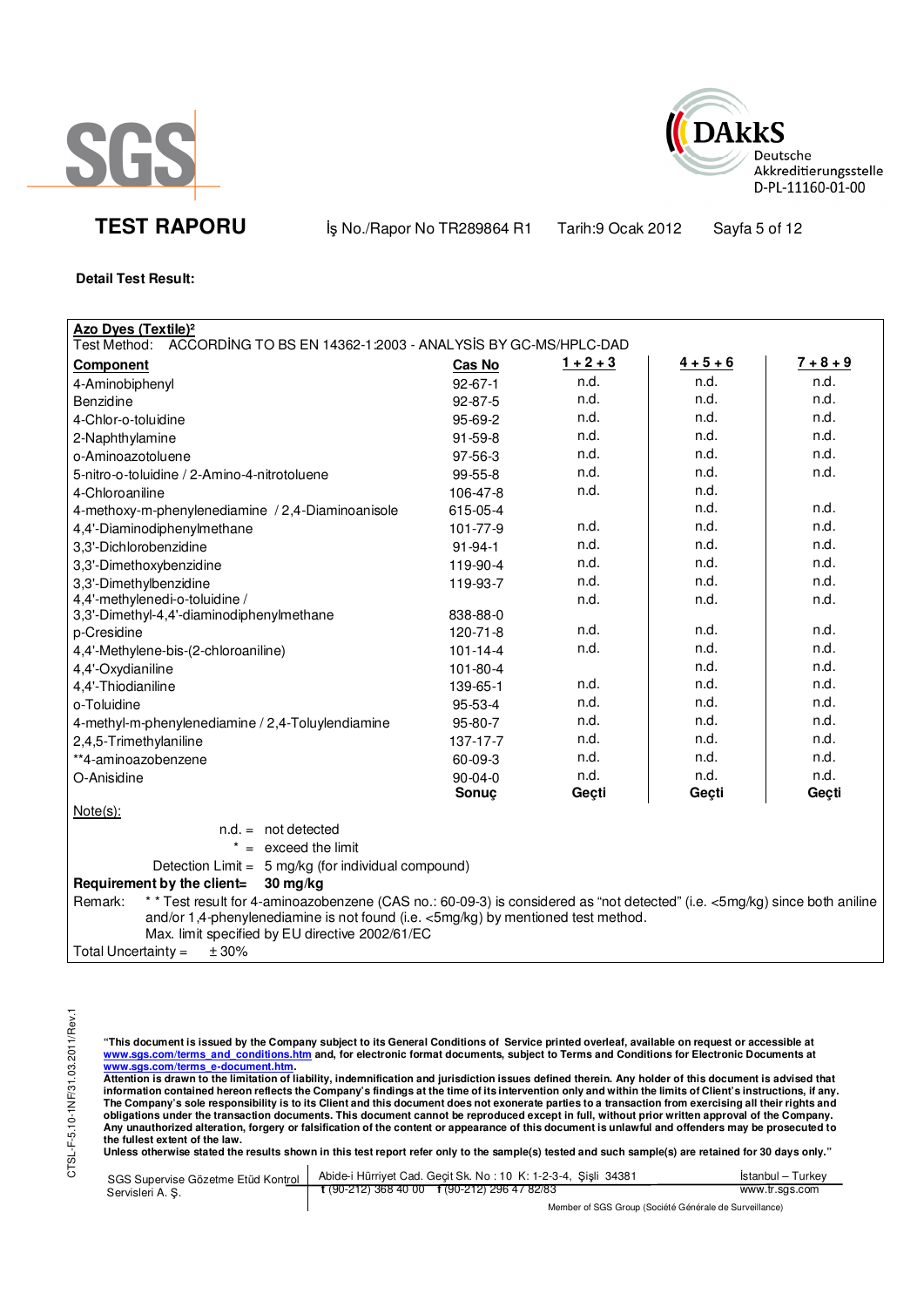**Detail Test Result:**

**Azo Dyes (Textile)²**

Test Method: ACCORDİNG TO BS EN 14362-1:2003 - ANALYSİS BY GC-MS/HPLC-DAD

| **Component** | **Cas No** | **1 + 2 + 3** | **4 + 5 + 6** | **7 + 8 + 9** |
|---|---|---|---|---|
| 4-Aminobiphenyl | 92-67-1 | n.d. | n.d. | n.d. |
| Benzidine | 92-87-5 | n.d. | n.d. | n.d. |
| 4-Chlor-o-toluidine | 95-69-2 | n.d. | n.d. | n.d. |
| 2-Naphthylamine | 91-59-8 | n.d. | n.d. | n.d. |
| o-Aminoazotoluene | 97-56-3 | n.d. | n.d. | n.d. |
| 5-nitro-o-toluidine / 2-Amino-4-nitrotoluene | 99-55-8 | n.d. | n.d. | n.d. |
| 4-Chloroaniline | 106-47-8 | n.d. | n.d. | |
| 4-methoxy-m-phenylenediamine / 2,4-Diaminoanisole | 615-05-4 | | n.d. | n.d. |
| 4,4'-Diaminodiphenylmethane | 101-77-9 | n.d. | n.d. | n.d. |
| 3,3'-Dichlorobenzidine | 91-94-1 | n.d. | n.d. | n.d. |
| 3,3'-Dimethoxybenzidine | 119-90-4 | n.d. | n.d. | n.d. |
| 3,3'-Dimethylbenzidine | 119-93-7 | n.d. | n.d. | n.d. |
| 4,4'-methylenedi-o-toluidine / 3,3'-Dimethyl-4,4'-diaminodiphenylmethane | 838-88-0 | n.d. | n.d. | n.d. |
| p-Cresidine | 120-71-8 | n.d. | n.d. | n.d. |
| 4,4'-Methylene-bis-(2-chloroaniline) | 101-14-4 | n.d. | n.d. | n.d. |
| 4,4'-Oxydianiline | 101-80-4 | | n.d. | n.d. |
| 4,4'-Thiodianiline | 139-65-1 | n.d. | n.d. | n.d. |
| o-Toluidine | 95-53-4 | n.d. | n.d. | n.d. |
| 4-methyl-m-phenylenediamine / 2,4-Toluylendiamine | 95-80-7 | n.d. | n.d. | n.d. |
| 2,4,5-Trimethylaniline | 137-17-7 | n.d. | n.d. | n.d. |
| **4-aminoazobenzene | 60-09-3 | n.d. | n.d. | n.d. |
| O-Anisidine | 90-04-0 | n.d. | n.d. | n.d. |
| | **Sonuç** | **Geçti** | **Geçti** | **Geçti** |

Note(s):

n.d. = not detected

\* = exceed the limit

Detection Limit = 5 mg/kg (for individual compound)

**Requirement by the client= 30 mg/kg**

Remark: ** Test result for 4-aminoazobenzene (CAS no.: 60-09-3) is considered as "not detected" (i.e. <5mg/kg) since both aniline and/or 1,4-phenylenediamine is not found (i.e. <5mg/kg) by mentioned test method.

Max. limit specified by EU directive 2002/61/EC

Total Uncertainty = ± 30%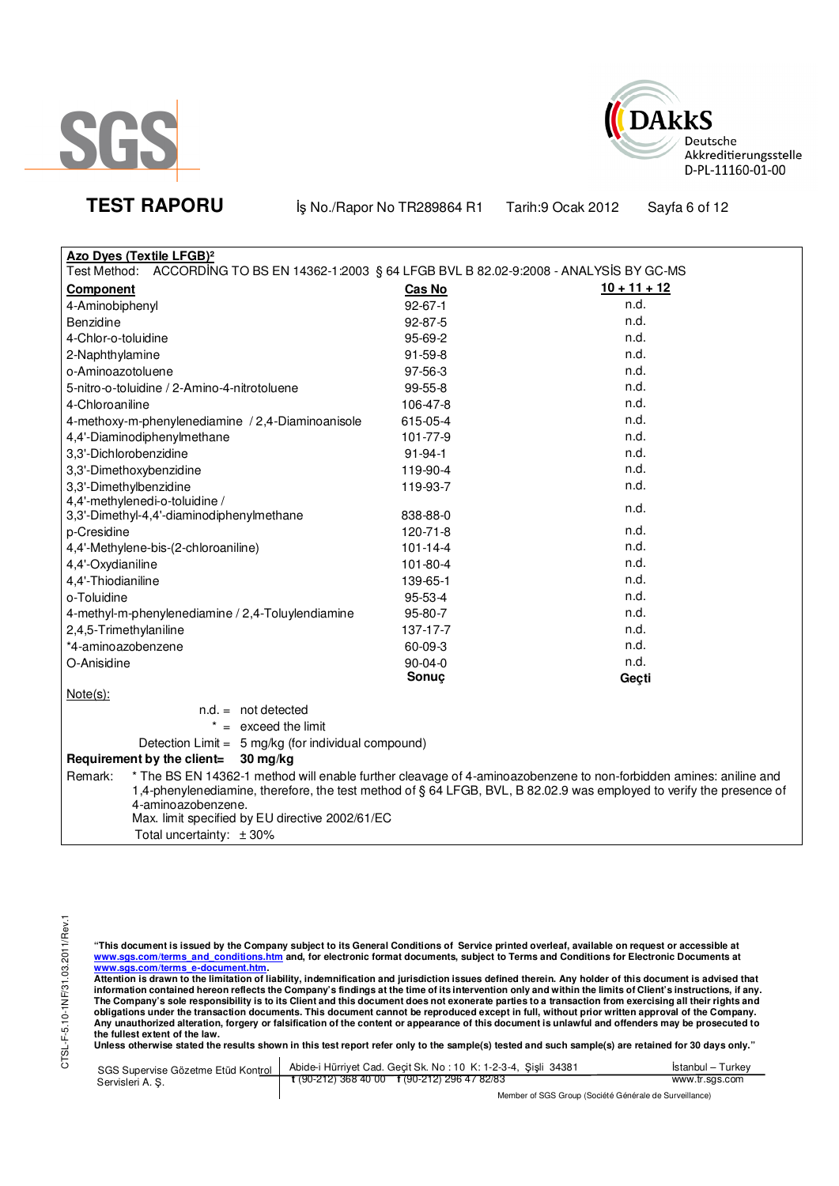**TEST RAPORU** İş No./Rapor No TR289864 R1 Tarih:9 Ocak 2012

**Azo Dyes (Textile LFGB)²**

Test Method: ACCORDİNG TO BS EN 14362-1:2003 § 64 LFGB BVL B 82.02-9:2008 - ANALYSİS BY GC-MS

| Component | Cas No | 10 + 11 + 12 |
|---|---|---|
| 4-Aminobiphenyl | 92-67-1 | n.d. |
| Benzidine | 92-87-5 | n.d. |
| 4-Chlor-o-toluidine | 95-69-2 | n.d. |
| 2-Naphthylamine | 91-59-8 | n.d. |
| o-Aminoazotoluene | 97-56-3 | n.d. |
| 5-nitro-o-toluidine / 2-Amino-4-nitrotoluene | 99-55-8 | n.d. |
| 4-Chloroaniline | 106-47-8 | n.d. |
| 4-methoxy-m-phenylenediamine / 2,4-Diaminoanisole | 615-05-4 | n.d. |
| 4,4'-Diaminodiphenylmethane | 101-77-9 | n.d. |
| 3,3'-Dichlorobenzidine | 91-94-1 | n.d. |
| 3,3'-Dimethoxybenzidine | 119-90-4 | n.d. |
| 3,3'-Dimethylbenzidine | 119-93-7 | n.d. |
| 4,4'-methylenedi-o-toluidine / 3,3'-Dimethyl-4,4'-diaminodiphenylmethane | 838-88-0 | n.d. |
| p-Cresidine | 120-71-8 | n.d. |
| 4,4'-Methylene-bis-(2-chloroaniline) | 101-14-4 | n.d. |
| 4,4'-Oxydianiline | 101-80-4 | n.d. |
| 4,4'-Thiodianiline | 139-65-1 | n.d. |
| o-Toluidine | 95-53-4 | n.d. |
| 4-methyl-m-phenylenediamine / 2,4-Toluylendiamine | 95-80-7 | n.d. |
| 2,4,5-Trimethylaniline | 137-17-7 | n.d. |
| *4-aminoazobenzene | 60-09-3 | n.d. |
| O-Anisidine | 90-04-0 | n.d. |
| | **Sonuç** | **Geçti** |

Note(s):

n.d. = not detected

* = exceed the limit

Detection Limit = 5 mg/kg (for individual compound)

**Requirement by the client= 30 mg/kg**

Remark: * The BS EN 14362-1 method will enable further cleavage of 4-aminoazobenzene to non-forbidden amines: aniline and 1,4-phenylenediamine, therefore, the test method of § 64 LFGB, BVL, B 82.02.9 was employed to verify the presence of 4-aminoazobenzene.

Max. limit specified by EU directive 2002/61/EC

Total uncertainty: ± 30%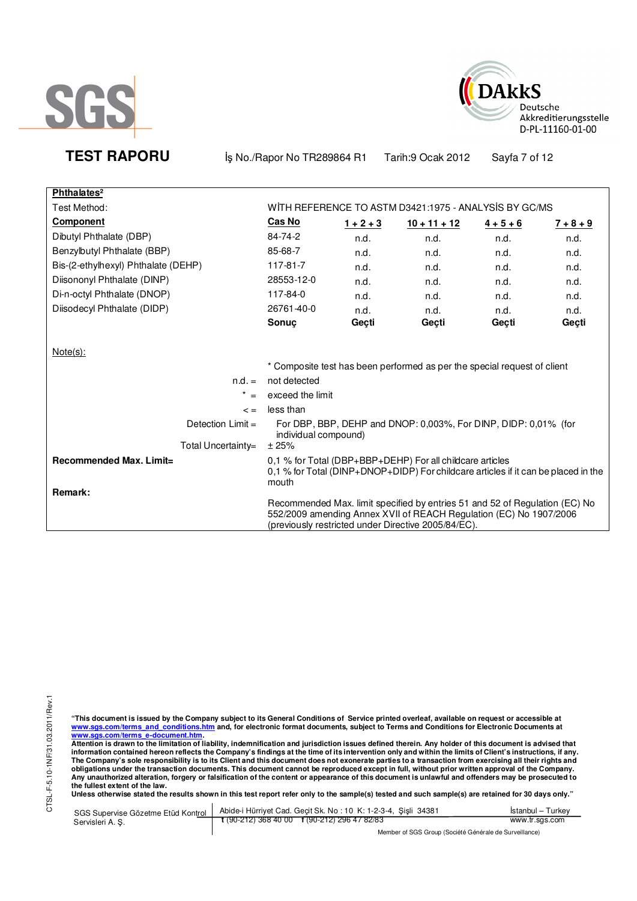**TEST RAPORU** İş No./Rapor No TR289864 R1 Tarih:9 Ocak 2012

**Phthalates²**

Test Method: WİTH REFERENCE TO ASTM D3421:1975 - ANALYSİS BY GC/MS

| **Component** | **Cas No** | **1 + 2 + 3** | **10 + 11 + 12** | **4 + 5 + 6** | **7 + 8 + 9** |
|---|---|---|---|---|---|
| Dibutyl Phthalate (DBP) | 84-74-2 | n.d. | n.d. | n.d. | n.d. |
| Benzylbutyl Phthalate (BBP) | 85-68-7 | n.d. | n.d. | n.d. | n.d. |
| Bis-(2-ethylhexyl) Phthalate (DEHP) | 117-81-7 | n.d. | n.d. | n.d. | n.d. |
| Diisononyl Phthalate (DINP) | 28553-12-0 | n.d. | n.d. | n.d. | n.d. |
| Di-n-octyl Phthalate (DNOP) | 117-84-0 | n.d. | n.d. | n.d. | n.d. |
| Diisodecyl Phthalate (DIDP) | 26761-40-0 | n.d. | n.d. | n.d. | n.d. |
| | **Sonuç** | **Geçti** | **Geçti** | **Geçti** | **Geçti** |

Note(s):

\* Composite test has been performed as per the special request of client

n.d. = not detected

\* = exceed the limit

< = less than

Detection Limit = For DBP, BBP, DEHP and DNOP: 0,003%, For DINP, DIDP: 0,01% (for individual compound)

Total Uncertainty= ± 25%

**Recommended Max. Limit=** 0,1 % for Total (DBP+BBP+DEHP) For all childcare articles
0,1 % for Total (DINP+DNOP+DIDP) For childcare articles if it can be placed in the mouth

**Remark:**

Recommended Max. limit specified by entries 51 and 52 of Regulation (EC) No 552/2009 amending Annex XVII of REACH Regulation (EC) No 1907/2006 (previously restricted under Directive 2005/84/EC).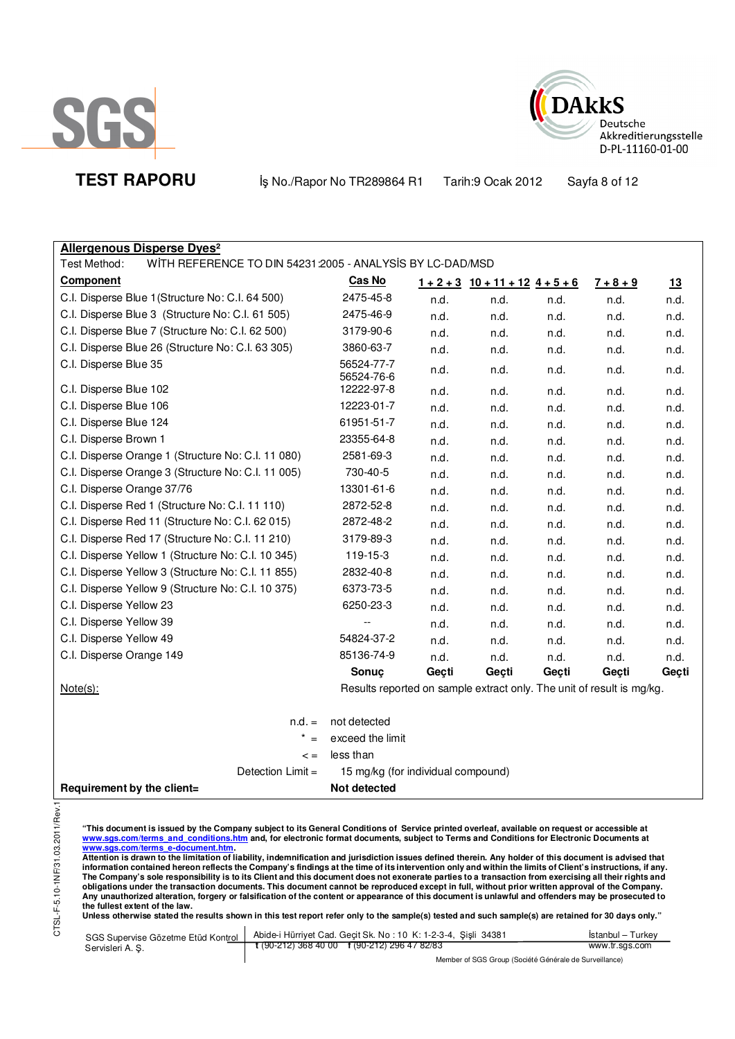**TEST RAPORU** İş No./Rapor No TR289864 R1 Tarih:9 Ocak 2012

**Allergenous Disperse Dyes²**

Test Method: WİTH REFERENCE TO DIN 54231:2005 - ANALYSİS BY LC-DAD/MSD

| Component | Cas No | 1 + 2 + 3 | 10 + 11 + 12 | 4 + 5 + 6 | 7 + 8 + 9 | 13 |
|---|---|---|---|---|---|---|
| C.I. Disperse Blue 1(Structure No: C.I. 64 500) | 2475-45-8 | n.d. | n.d. | n.d. | n.d. | n.d. |
| C.I. Disperse Blue 3 (Structure No: C.I. 61 505) | 2475-46-9 | n.d. | n.d. | n.d. | n.d. | n.d. |
| C.I. Disperse Blue 7 (Structure No: C.I. 62 500) | 3179-90-6 | n.d. | n.d. | n.d. | n.d. | n.d. |
| C.I. Disperse Blue 26 (Structure No: C.I. 63 305) | 3860-63-7 | n.d. | n.d. | n.d. | n.d. | n.d. |
| C.I. Disperse Blue 35 | 56524-77-7 56524-76-6 | n.d. | n.d. | n.d. | n.d. | n.d. |
| C.I. Disperse Blue 102 | 12222-97-8 | n.d. | n.d. | n.d. | n.d. | n.d. |
| C.I. Disperse Blue 106 | 12223-01-7 | n.d. | n.d. | n.d. | n.d. | n.d. |
| C.I. Disperse Blue 124 | 61951-51-7 | n.d. | n.d. | n.d. | n.d. | n.d. |
| C.I. Disperse Brown 1 | 23355-64-8 | n.d. | n.d. | n.d. | n.d. | n.d. |
| C.I. Disperse Orange 1 (Structure No: C.I. 11 080) | 2581-69-3 | n.d. | n.d. | n.d. | n.d. | n.d. |
| C.I. Disperse Orange 3 (Structure No: C.I. 11 005) | 730-40-5 | n.d. | n.d. | n.d. | n.d. | n.d. |
| C.I. Disperse Orange 37/76 | 13301-61-6 | n.d. | n.d. | n.d. | n.d. | n.d. |
| C.I. Disperse Red 1 (Structure No: C.I. 11 110) | 2872-52-8 | n.d. | n.d. | n.d. | n.d. | n.d. |
| C.I. Disperse Red 11 (Structure No: C.I. 62 015) | 2872-48-2 | n.d. | n.d. | n.d. | n.d. | n.d. |
| C.I. Disperse Red 17 (Structure No: C.I. 11 210) | 3179-89-3 | n.d. | n.d. | n.d. | n.d. | n.d. |
| C.I. Disperse Yellow 1 (Structure No: C.I. 10 345) | 119-15-3 | n.d. | n.d. | n.d. | n.d. | n.d. |
| C.I. Disperse Yellow 3 (Structure No: C.I. 11 855) | 2832-40-8 | n.d. | n.d. | n.d. | n.d. | n.d. |
| C.I. Disperse Yellow 9 (Structure No: C.I. 10 375) | 6373-73-5 | n.d. | n.d. | n.d. | n.d. | n.d. |
| C.I. Disperse Yellow 23 | 6250-23-3 | n.d. | n.d. | n.d. | n.d. | n.d. |
| C.I. Disperse Yellow 39 | -- | n.d. | n.d. | n.d. | n.d. | n.d. |
| C.I. Disperse Yellow 49 | 54824-37-2 | n.d. | n.d. | n.d. | n.d. | n.d. |
| C.I. Disperse Orange 149 | 85136-74-9 | n.d. | n.d. | n.d. | n.d. | n.d. |
| | **Sonuç** | **Geçti** | **Geçti** | **Geçti** | **Geçti** | **Geçti** |

Note(s): Results reported on sample extract only. The unit of result is mg/kg.

n.d. = not detected

* = exceed the limit

< = less than

Detection Limit = 15 mg/kg (for individual compound)

**Requirement by the client= Not detected**

CTSL-F-5.10-1NF/31.03.2011/Rev.1

**"This document is issued by the Company subject to its General Conditions of Service printed overleaf, available on request or accessible at www.sgs.com/terms_and_conditions.htm and, for electronic format documents, subject to Terms and Conditions for Electronic Documents at www.sgs.com/terms_e-document.htm.**
**Attention is drawn to the limitation of liability, indemnification and jurisdiction issues defined therein. Any holder of this document is advised that information contained hereon reflects the Company's findings at the time of its intervention only and within the limits of Client's instructions, if any. The Company's sole responsibility is to its Client and this document does not exonerate parties to a transaction from exercising all their rights and obligations under the transaction documents. This document cannot be reproduced except in full, without prior written approval of the Company. Any unauthorized alteration, forgery or falsification of the content or appearance of this document is unlawful and offenders may be prosecuted to the fullest extent of the law.**
**Unless otherwise stated the results shown in this test report refer only to the sample(s) tested and such sample(s) are retained for 30 days only."**

SGS Supervise Gözetme Etüd Kontrol Servisleri A. Ş. | Abide-i Hürriyet Cad. Geçit Sk. No : 10 K: 1-2-3-4, Şişli 34381 | İstanbul – Turkey
t (90-212) 368 40 00 f (90-212) 296 47 82/83 | www.tr.sgs.com

Member of SGS Group (Société Générale de Surveillance)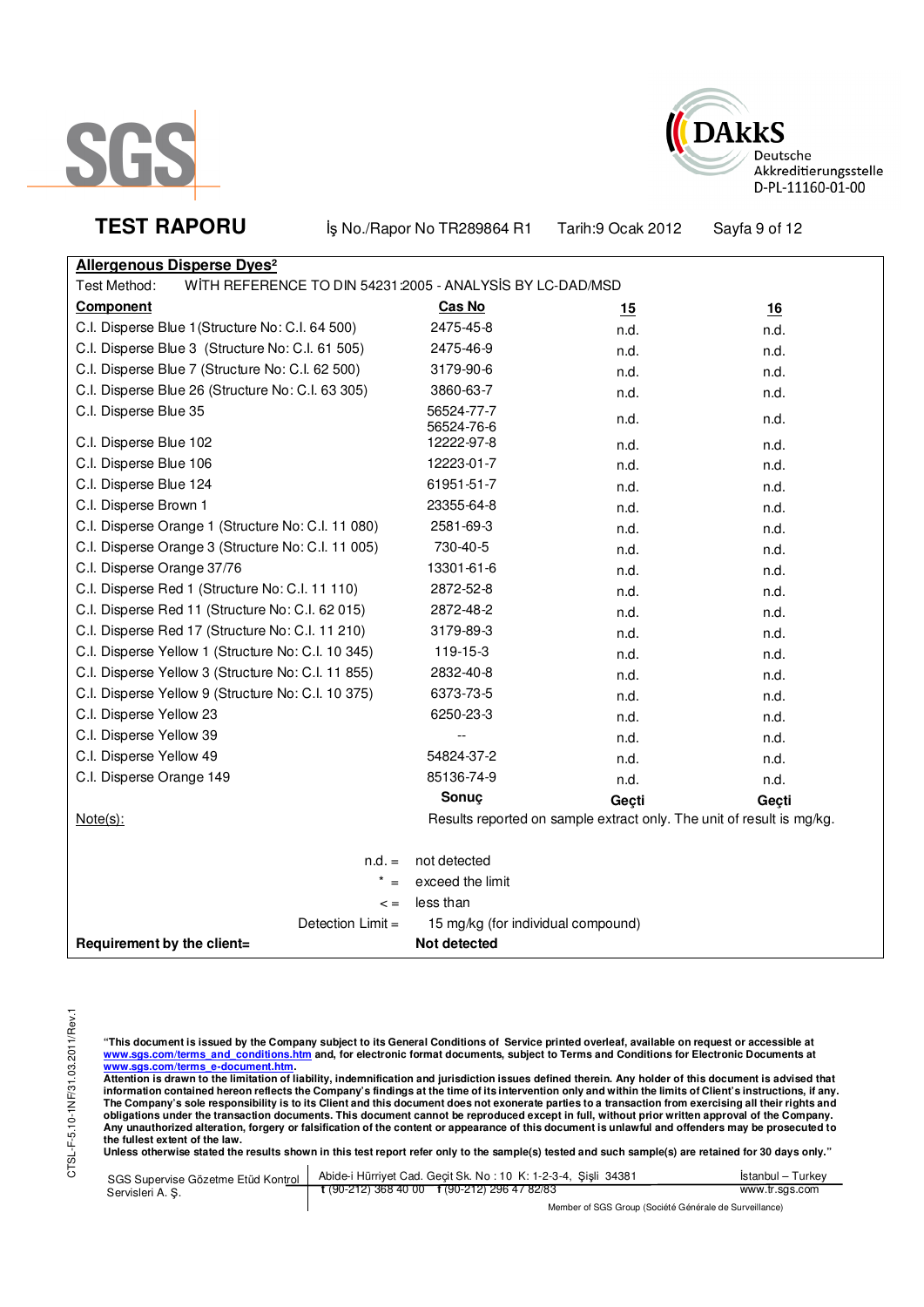## Allergenous Disperse Dyes[2]

Test Method: WİTH REFERENCE TO DIN 54231:2005 - ANALYSİS BY LC-DAD/MSD

| Component | Cas No | 15 | 16 |
|---|---|---|---|
| C.I. Disperse Blue 1 (Structure No: C.I. 64 500) | 2475-45-8 | n.d. | n.d. |
| C.I. Disperse Blue 3 (Structure No: C.I. 61 505) | 2475-46-9 | n.d. | n.d. |
| C.I. Disperse Blue 7 (Structure No: C.I. 62 500) | 3179-90-6 | n.d. | n.d. |
| C.I. Disperse Blue 26 (Structure No: C.I. 63 305) | 3860-63-7 | n.d. | n.d. |
| C.I. Disperse Blue 35 | 56524-77-7<br>56524-76-6 | n.d. | n.d. |
| C.I. Disperse Blue 102 | 12222-97-8 | n.d. | n.d. |
| C.I. Disperse Blue 106 | 12223-01-7 | n.d. | n.d. |
| C.I. Disperse Blue 124 | 61951-51-7 | n.d. | n.d. |
| C.I. Disperse Brown 1 | 23355-64-8 | n.d. | n.d. |
| C.I. Disperse Orange 1 (Structure No: C.I. 11 080) | 2581-69-3 | n.d. | n.d. |
| C.I. Disperse Orange 3 (Structure No: C.I. 11 005) | 730-40-5 | n.d. | n.d. |
| C.I. Disperse Orange 37/76 | 13301-61-6 | n.d. | n.d. |
| C.I. Disperse Red 1 (Structure No: C.I. 11 110) | 2872-52-8 | n.d. | n.d. |
| C.I. Disperse Red 11 (Structure No: C.I. 62 015) | 2872-48-2 | n.d. | n.d. |
| C.I. Disperse Red 17 (Structure No: C.I. 11 210) | 3179-89-3 | n.d. | n.d. |
| C.I. Disperse Yellow 1 (Structure No: C.I. 10 345) | 119-15-3 | n.d. | n.d. |
| C.I. Disperse Yellow 3 (Structure No: C.I. 11 855) | 2832-40-8 | n.d. | n.d. |
| C.I. Disperse Yellow 9 (Structure No: C.I. 10 375) | 6373-73-5 | n.d. | n.d. |
| C.I. Disperse Yellow 23 | 6250-23-3 | n.d. | n.d. |
| C.I. Disperse Yellow 39 | -- | n.d. | n.d. |
| C.I. Disperse Yellow 49 | 54824-37-2 | n.d. | n.d. |
| C.I. Disperse Orange 149 | 85136-74-9 | n.d. | n.d. |
| | **Sonuç** | **Geçti** | **Geçti** |

Note(s): Results reported on sample extract only. The unit of result is mg/kg.

n.d. = not detected

\* = exceed the limit

< = less than

Detection Limit = 15 mg/kg (for individual compound)

**Requirement by the client= Not detected**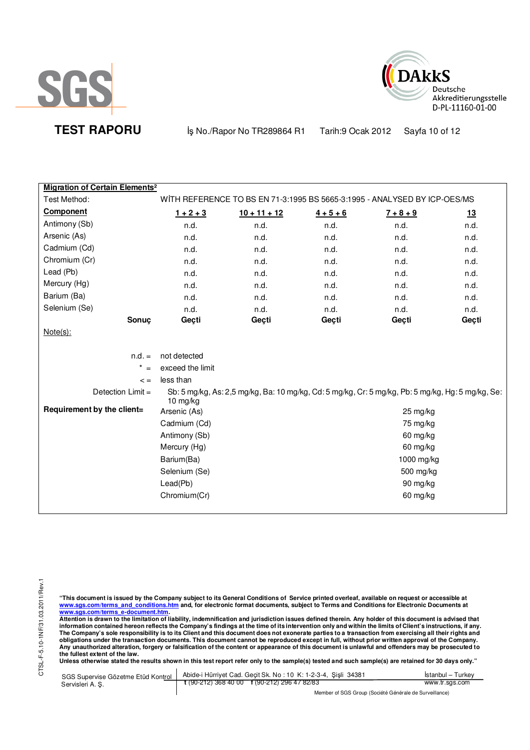**TEST RAPORU** İş No./Rapor No TR289864 R1 Tarih:9 Ocak 2012

**Migration of Certain Elements²**

Test Method: WİTH REFERENCE TO BS EN 71-3:1995 BS 5665-3:1995 - ANALYSED BY ICP-OES/MS

| **Component** | **1 + 2 + 3** | **10 + 11 + 12** | **4 + 5 + 6** | **7 + 8 + 9** | **13** |
|---|---|---|---|---|---|
| Antimony (Sb) | n.d. | n.d. | n.d. | n.d. | n.d. |
| Arsenic (As) | n.d. | n.d. | n.d. | n.d. | n.d. |
| Cadmium (Cd) | n.d. | n.d. | n.d. | n.d. | n.d. |
| Chromium (Cr) | n.d. | n.d. | n.d. | n.d. | n.d. |
| Lead (Pb) | n.d. | n.d. | n.d. | n.d. | n.d. |
| Mercury (Hg) | n.d. | n.d. | n.d. | n.d. | n.d. |
| Barium (Ba) | n.d. | n.d. | n.d. | n.d. | n.d. |
| Selenium (Se) | n.d. | n.d. | n.d. | n.d. | n.d. |
| **Sonuç** | **Geçti** | **Geçti** | **Geçti** | **Geçti** | **Geçti** |

Note(s):

n.d. = not detected

* = exceed the limit

< = less than

Detection Limit = Sb: 5 mg/kg, As: 2,5 mg/kg, Ba: 10 mg/kg, Cd: 5 mg/kg, Cr: 5 mg/kg, Pb: 5 mg/kg, Hg: 5 mg/kg, Se: 10 mg/kg

**Requirement by the client=**

| Element | Limit |
|---|---|
| Arsenic (As) | 25 mg/kg |
| Cadmium (Cd) | 75 mg/kg |
| Antimony (Sb) | 60 mg/kg |
| Mercury (Hg) | 60 mg/kg |
| Barium(Ba) | 1000 mg/kg |
| Selenium (Se) | 500 mg/kg |
| Lead(Pb) | 90 mg/kg |
| Chromium(Cr) | 60 mg/kg |

**"This document is issued by the Company subject to its General Conditions of Service printed overleaf, available on request or accessible at www.sgs.com/terms_and_conditions.htm and, for electronic format documents, subject to Terms and Conditions for Electronic Documents at www.sgs.com/terms_e-document.htm.**
**Attention is drawn to the limitation of liability, indemnification and jurisdiction issues defined therein. Any holder of this document is advised that information contained hereon reflects the Company's findings at the time of its intervention only and within the limits of Client's instructions, if any. The Company's sole responsibility is to its Client and this document does not exonerate parties to a transaction from exercising all their rights and obligations under the transaction documents. This document cannot be reproduced except in full, without prior written approval of the Company. Any unauthorized alteration, forgery or falsification of the content or appearance of this document is unlawful and offenders may be prosecuted to the fullest extent of the law.**
**Unless otherwise stated the results shown in this test report refer only to the sample(s) tested and such sample(s) are retained for 30 days only."**

SGS Supervise Gözetme Etüd Kontrol Servisleri A. Ş. | Abide-i Hürriyet Cad. Geçit Sk. No : 10 K: 1-2-3-4, Şişli 34381 | t (90-212) 368 40 00 f (90-212) 296 47 82/83 | İstanbul – Turkey | www.tr.sgs.com

Member of SGS Group (Société Générale de Surveillance)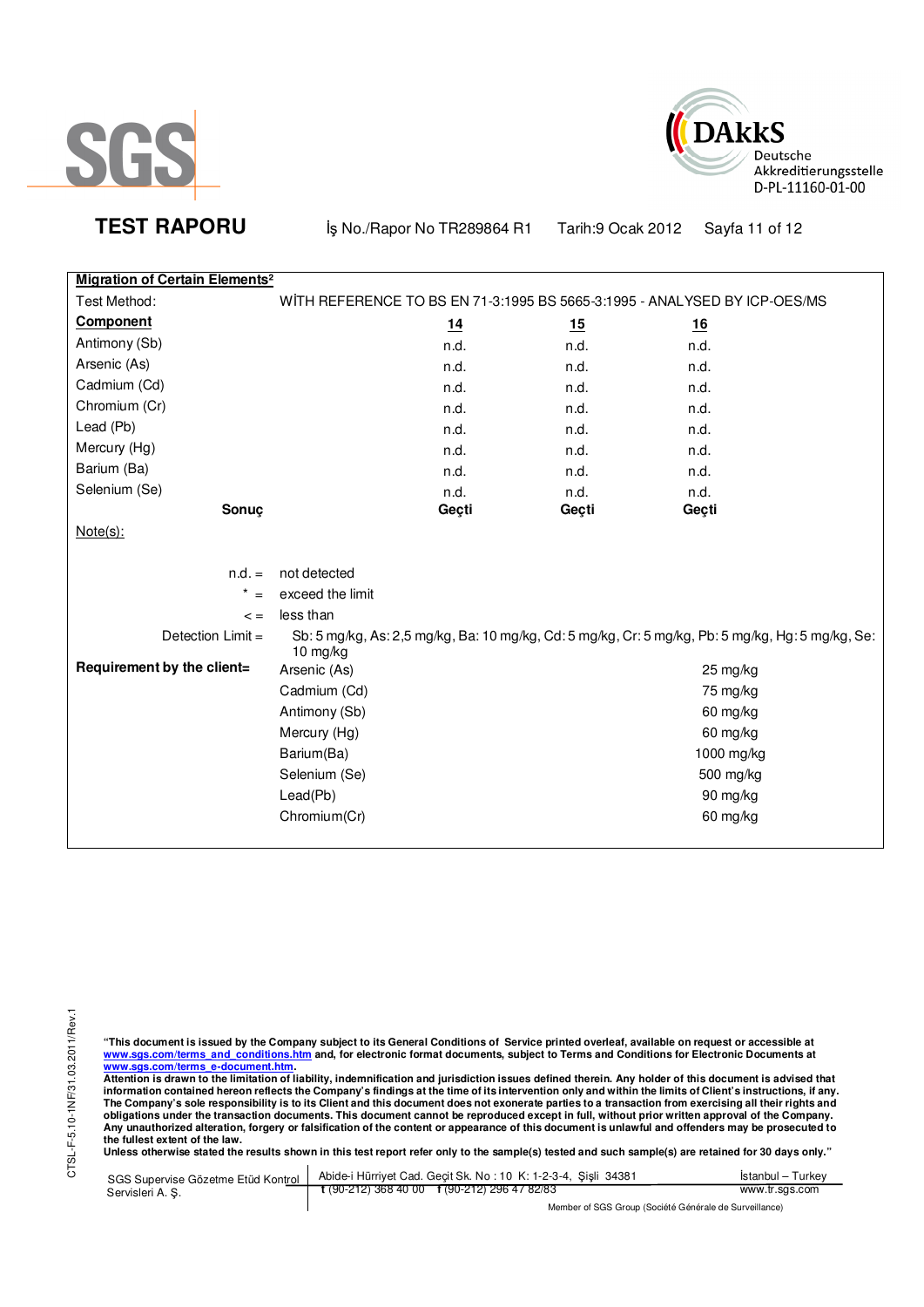**TEST RAPORU** İş No./Rapor No TR289864 R1 Tarih:9 Ocak 2012

**Migration of Certain Elements²**

Test Method: WİTH REFERENCE TO BS EN 71-3:1995 BS 5665-3:1995 - ANALYSED BY ICP-OES/MS

| **Component** | **14** | **15** | **16** |
|---|---|---|---|
| Antimony (Sb) | n.d. | n.d. | n.d. |
| Arsenic (As) | n.d. | n.d. | n.d. |
| Cadmium (Cd) | n.d. | n.d. | n.d. |
| Chromium (Cr) | n.d. | n.d. | n.d. |
| Lead (Pb) | n.d. | n.d. | n.d. |
| Mercury (Hg) | n.d. | n.d. | n.d. |
| Barium (Ba) | n.d. | n.d. | n.d. |
| Selenium (Se) | n.d. | n.d. | n.d. |
| **Sonuç** | **Geçti** | **Geçti** | **Geçti** |

Note(s):

n.d. = not detected

\* = exceed the limit

< = less than

Detection Limit = Sb: 5 mg/kg, As: 2,5 mg/kg, Ba: 10 mg/kg, Cd: 5 mg/kg, Cr: 5 mg/kg, Pb: 5 mg/kg, Hg: 5 mg/kg, Se: 10 mg/kg

**Requirement by the client=**

| Element | Limit |
|---|---|
| Arsenic (As) | 25 mg/kg |
| Cadmium (Cd) | 75 mg/kg |
| Antimony (Sb) | 60 mg/kg |
| Mercury (Hg) | 60 mg/kg |
| Barium(Ba) | 1000 mg/kg |
| Selenium (Se) | 500 mg/kg |
| Lead(Pb) | 90 mg/kg |
| Chromium(Cr) | 60 mg/kg |

**"This document is issued by the Company subject to its General Conditions of Service printed overleaf, available on request or accessible at www.sgs.com/terms_and_conditions.htm and, for electronic format documents, subject to Terms and Conditions for Electronic Documents at www.sgs.com/terms_e-document.htm.**
**Attention is drawn to the limitation of liability, indemnification and jurisdiction issues defined therein. Any holder of this document is advised that information contained hereon reflects the Company's findings at the time of its intervention only and within the limits of Client's instructions, if any. The Company's sole responsibility is to its Client and this document does not exonerate parties to a transaction from exercising all their rights and obligations under the transaction documents. This document cannot be reproduced except in full, without prior written approval of the Company. Any unauthorized alteration, forgery or falsification of the content or appearance of this document is unlawful and offenders may be prosecuted to the fullest extent of the law.**
**Unless otherwise stated the results shown in this test report refer only to the sample(s) tested and such sample(s) are retained for 30 days only."**

SGS Supervise Gözetme Etüd Kontrol Servisleri A. Ş. | Abide-i Hürriyet Cad. Geçit Sk. No : 10 K: 1-2-3-4, Şişli 34381 | t (90-212) 368 40 00 f (90-212) 296 47 82/83 | İstanbul – Turkey | www.tr.sgs.com

Member of SGS Group (Société Générale de Surveillance)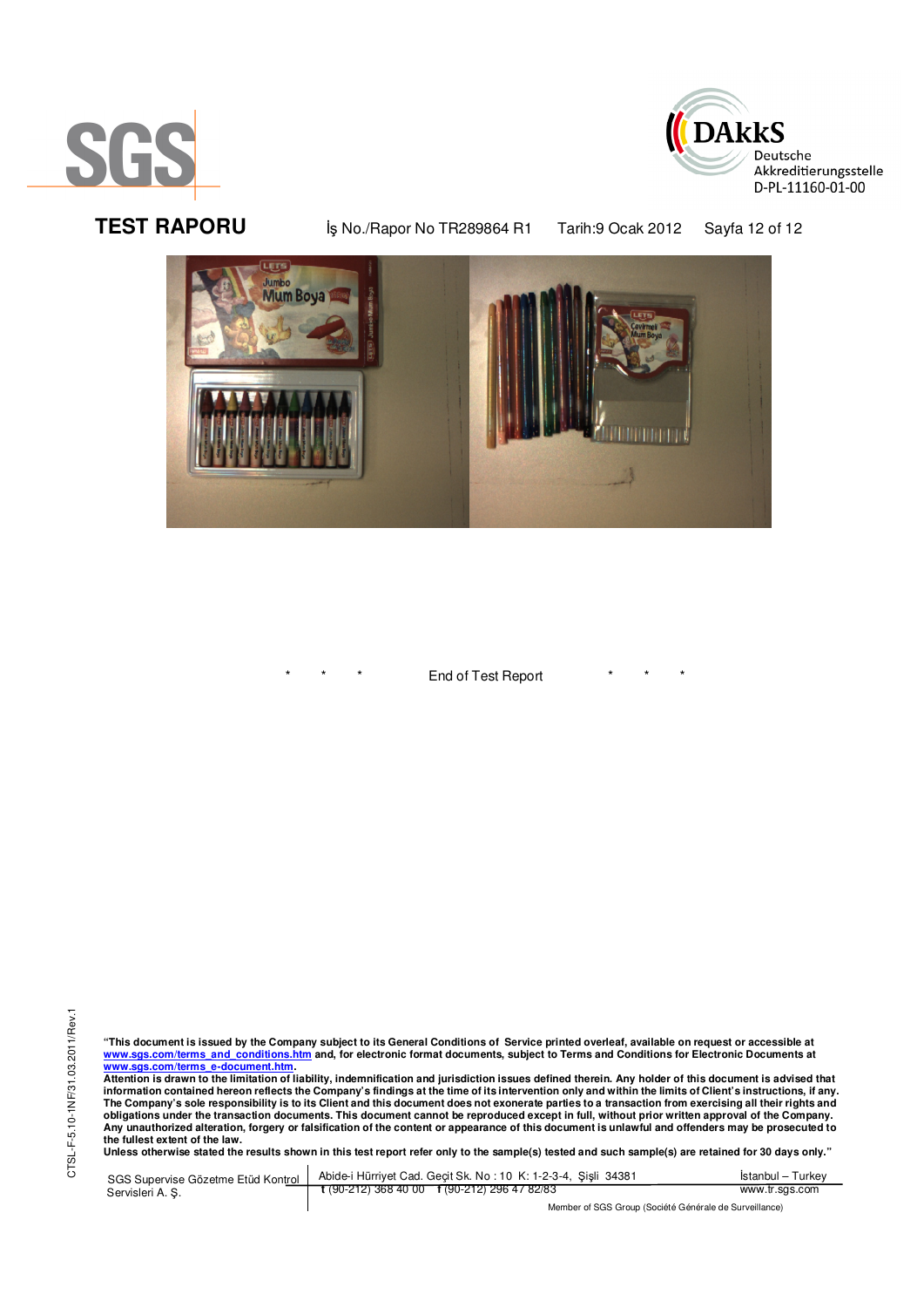**TEST RAPORU** İş No./Rapor No TR289864 R1 Tarih:9 Ocak 2012

\* \* \* End of Test Report \* \* \*

**"This document is issued by the Company subject to its General Conditions of Service printed overleaf, available on request or accessible at www.sgs.com/terms_and_conditions.htm and, for electronic format documents, subject to Terms and Conditions for Electronic Documents at www.sgs.com/terms_e-document.htm.**
**Attention is drawn to the limitation of liability, indemnification and jurisdiction issues defined therein. Any holder of this document is advised that information contained hereon reflects the Company's findings at the time of its intervention only and within the limits of Client's instructions, if any. The Company's sole responsibility is to its Client and this document does not exonerate parties to a transaction from exercising all their rights and obligations under the transaction documents. This document cannot be reproduced except in full, without prior written approval of the Company. Any unauthorized alteration, forgery or falsification of the content or appearance of this document is unlawful and offenders may be prosecuted to the fullest extent of the law.**
**Unless otherwise stated the results shown in this test report refer only to the sample(s) tested and such sample(s) are retained for 30 days only."**

SGS Supervise Gözetme Etüd Kontrol Servisleri A. Ş. | Abide-i Hürriyet Cad. Geçit Sk. No : 10 K: 1-2-3-4, Şişli 34381 | İstanbul – Turkey
t (90-212) 368 40 00 f (90-212) 296 47 82/83 | www.tr.sgs.com

Member of SGS Group (Société Générale de Surveillance)